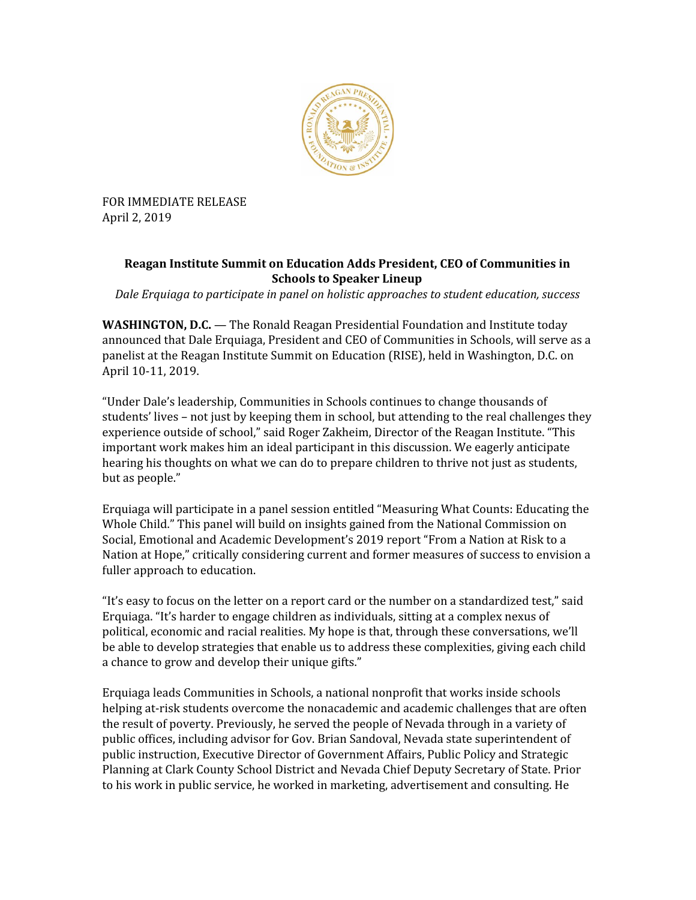FOR IMMEDIATE RELEASE
April 2, 2019

**Reagan Institute Summit on Education Adds President, CEO of Communities in Schools to Speaker Lineup**

*Dale Erquiaga to participate in panel on holistic approaches to student education, success*

**WASHINGTON, D.C.** — The Ronald Reagan Presidential Foundation and Institute today announced that Dale Erquiaga, President and CEO of Communities in Schools, will serve as a panelist at the Reagan Institute Summit on Education (RISE), held in Washington, D.C. on April 10-11, 2019.

"Under Dale's leadership, Communities in Schools continues to change thousands of students' lives – not just by keeping them in school, but attending to the real challenges they experience outside of school," said Roger Zakheim, Director of the Reagan Institute. "This important work makes him an ideal participant in this discussion. We eagerly anticipate hearing his thoughts on what we can do to prepare children to thrive not just as students, but as people."

Erquiaga will participate in a panel session entitled "Measuring What Counts: Educating the Whole Child." This panel will build on insights gained from the National Commission on Social, Emotional and Academic Development's 2019 report "From a Nation at Risk to a Nation at Hope," critically considering current and former measures of success to envision a fuller approach to education.

"It's easy to focus on the letter on a report card or the number on a standardized test," said Erquiaga. "It's harder to engage children as individuals, sitting at a complex nexus of political, economic and racial realities. My hope is that, through these conversations, we'll be able to develop strategies that enable us to address these complexities, giving each child a chance to grow and develop their unique gifts."

Erquiaga leads Communities in Schools, a national nonprofit that works inside schools helping at-risk students overcome the nonacademic and academic challenges that are often the result of poverty. Previously, he served the people of Nevada through in a variety of public offices, including advisor for Gov. Brian Sandoval, Nevada state superintendent of public instruction, Executive Director of Government Affairs, Public Policy and Strategic Planning at Clark County School District and Nevada Chief Deputy Secretary of State. Prior to his work in public service, he worked in marketing, advertisement and consulting. He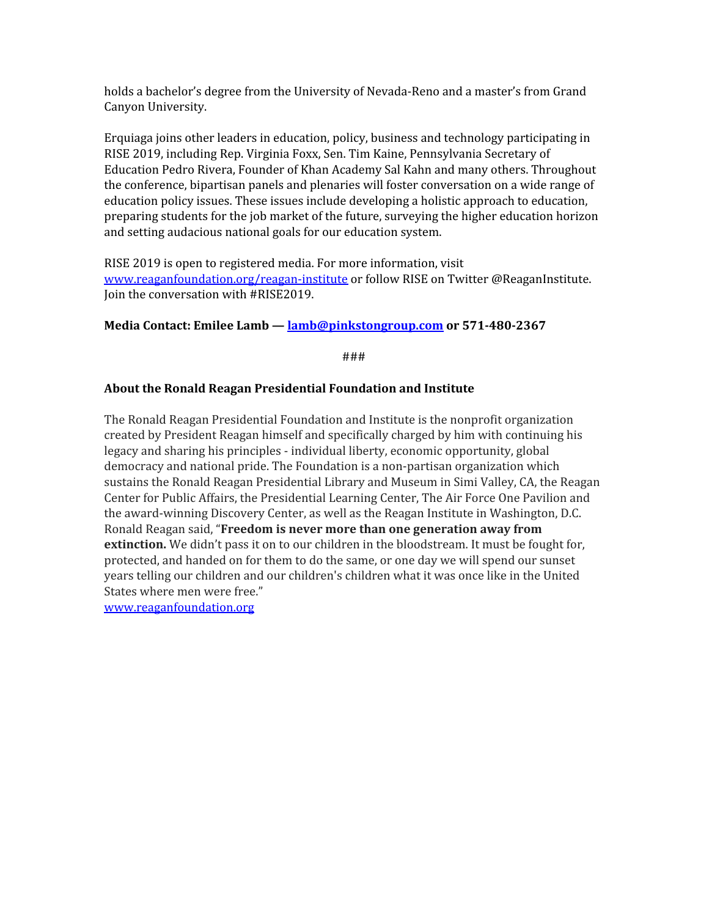holds a bachelor's degree from the University of Nevada-Reno and a master's from Grand Canyon University.

Erquiaga joins other leaders in education, policy, business and technology participating in RISE 2019, including Rep. Virginia Foxx, Sen. Tim Kaine, Pennsylvania Secretary of Education Pedro Rivera, Founder of Khan Academy Sal Kahn and many others. Throughout the conference, bipartisan panels and plenaries will foster conversation on a wide range of education policy issues. These issues include developing a holistic approach to education, preparing students for the job market of the future, surveying the higher education horizon and setting audacious national goals for our education system.

RISE 2019 is open to registered media. For more information, visit [www.reaganfoundation.org/reagan-institute](www.reaganfoundation.org/reagan-institute) or follow RISE on Twitter @ReaganInstitute. Join the conversation with #RISE2019.

**Media Contact: Emilee Lamb — [lamb@pinkstongroup.com](mailto:lamb@pinkstongroup.com) or 571-480-2367**

###

**About the Ronald Reagan Presidential Foundation and Institute**

The Ronald Reagan Presidential Foundation and Institute is the nonprofit organization created by President Reagan himself and specifically charged by him with continuing his legacy and sharing his principles - individual liberty, economic opportunity, global democracy and national pride. The Foundation is a non-partisan organization which sustains the Ronald Reagan Presidential Library and Museum in Simi Valley, CA, the Reagan Center for Public Affairs, the Presidential Learning Center, The Air Force One Pavilion and the award-winning Discovery Center, as well as the Reagan Institute in Washington, D.C. Ronald Reagan said, "**Freedom is never more than one generation away from extinction.** We didn't pass it on to our children in the bloodstream. It must be fought for, protected, and handed on for them to do the same, or one day we will spend our sunset years telling our children and our children's children what it was once like in the United States where men were free."
[www.reaganfoundation.org](www.reaganfoundation.org)